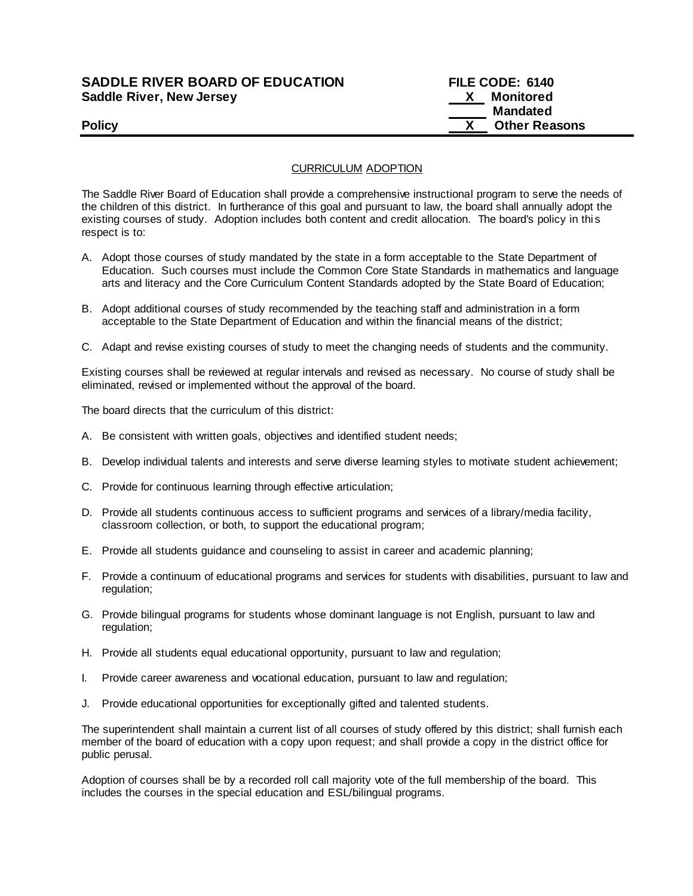**SADDLE RIVER BOARD OF EDUCATION**
**Saddle River, New Jersey**

**Policy**

**FILE CODE: 6140**
**X Monitored**
**Mandated**
**X Other Reasons**

## CURRICULUM ADOPTION

The Saddle River Board of Education shall provide a comprehensive instructional program to serve the needs of the children of this district. In furtherance of this goal and pursuant to law, the board shall annually adopt the existing courses of study. Adoption includes both content and credit allocation. The board's policy in this respect is to:

A. Adopt those courses of study mandated by the state in a form acceptable to the State Department of Education. Such courses must include the Common Core State Standards in mathematics and language arts and literacy and the Core Curriculum Content Standards adopted by the State Board of Education;

B. Adopt additional courses of study recommended by the teaching staff and administration in a form acceptable to the State Department of Education and within the financial means of the district;

C. Adapt and revise existing courses of study to meet the changing needs of students and the community.

Existing courses shall be reviewed at regular intervals and revised as necessary. No course of study shall be eliminated, revised or implemented without the approval of the board.

The board directs that the curriculum of this district:

A. Be consistent with written goals, objectives and identified student needs;

B. Develop individual talents and interests and serve diverse learning styles to motivate student achievement;

C. Provide for continuous learning through effective articulation;

D. Provide all students continuous access to sufficient programs and services of a library/media facility, classroom collection, or both, to support the educational program;

E. Provide all students guidance and counseling to assist in career and academic planning;

F. Provide a continuum of educational programs and services for students with disabilities, pursuant to law and regulation;

G. Provide bilingual programs for students whose dominant language is not English, pursuant to law and regulation;

H. Provide all students equal educational opportunity, pursuant to law and regulation;

I. Provide career awareness and vocational education, pursuant to law and regulation;

J. Provide educational opportunities for exceptionally gifted and talented students.

The superintendent shall maintain a current list of all courses of study offered by this district; shall furnish each member of the board of education with a copy upon request; and shall provide a copy in the district office for public perusal.

Adoption of courses shall be by a recorded roll call majority vote of the full membership of the board. This includes the courses in the special education and ESL/bilingual programs.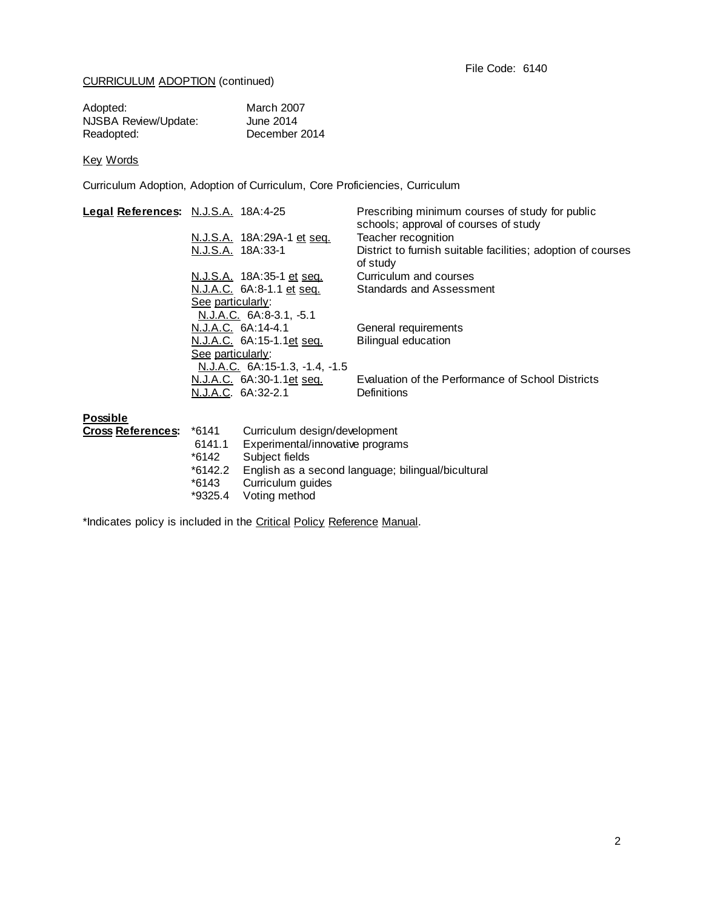File Code: 6140

CURRICULUM ADOPTION (continued)

| | |
|---|---|
| Adopted: | March 2007 |
| NJSBA Review/Update: | June 2014 |
| Readopted: | December 2014 |

Key Words

Curriculum Adoption, Adoption of Curriculum, Core Proficiencies, Curriculum

**Legal References:**

| | |
|---|---|
| N.J.S.A. 18A:4-25 | Prescribing minimum courses of study for public schools; approval of courses of study |
| N.J.S.A. 18A:29A-1 et seq. | Teacher recognition |
| N.J.S.A. 18A:33-1 | District to furnish suitable facilities; adoption of courses of study |
| N.J.S.A. 18A:35-1 et seq. | Curriculum and courses |
| N.J.A.C. 6A:8-1.1 et seq. | Standards and Assessment |
| See particularly: N.J.A.C. 6A:8-3.1, -5.1 | |
| N.J.A.C. 6A:14-4.1 | General requirements |
| N.J.A.C. 6A:15-1.1et seq. | Bilingual education |
| See particularly: N.J.A.C. 6A:15-1.3, -1.4, -1.5 | |
| N.J.A.C. 6A:30-1.1et seq. | Evaluation of the Performance of School Districts |
| N.J.A.C. 6A:32-2.1 | Definitions |

**Possible Cross References:**

| | |
|---|---|
| *6141 | Curriculum design/development |
| 6141.1 | Experimental/innovative programs |
| *6142 | Subject fields |
| *6142.2 | English as a second language; bilingual/bicultural |
| *6143 | Curriculum guides |
| *9325.4 | Voting method |

*Indicates policy is included in the Critical Policy Reference Manual.